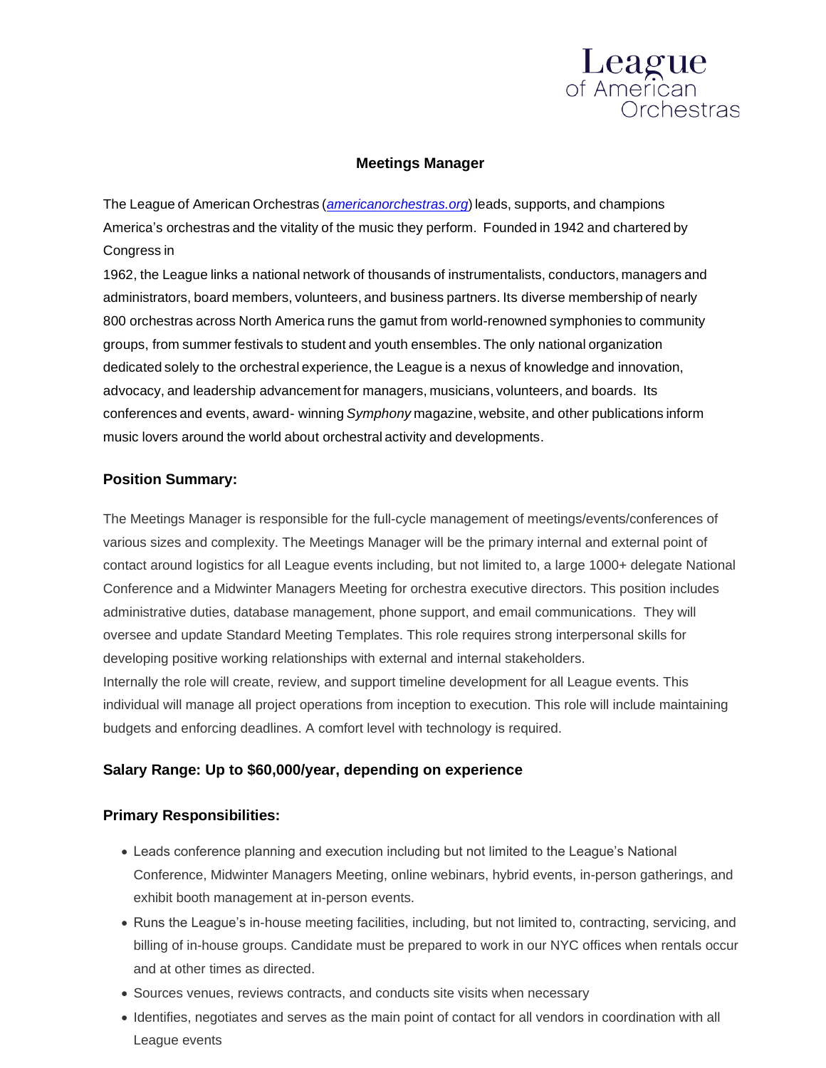League of American Orchestras

# Meetings Manager

The League of American Orchestras (*americanorchestras.org*) leads, supports, and champions America's orchestras and the vitality of the music they perform. Founded in 1942 and chartered by Congress in 1962, the League links a national network of thousands of instrumentalists, conductors, managers and administrators, board members, volunteers, and business partners. Its diverse membership of nearly 800 orchestras across North America runs the gamut from world-renowned symphonies to community groups, from summer festivals to student and youth ensembles. The only national organization dedicated solely to the orchestral experience, the League is a nexus of knowledge and innovation, advocacy, and leadership advancement for managers, musicians, volunteers, and boards. Its conferences and events, award- winning *Symphony* magazine, website, and other publications inform music lovers around the world about orchestral activity and developments.

## Position Summary:

The Meetings Manager is responsible for the full-cycle management of meetings/events/conferences of various sizes and complexity. The Meetings Manager will be the primary internal and external point of contact around logistics for all League events including, but not limited to, a large 1000+ delegate National Conference and a Midwinter Managers Meeting for orchestra executive directors. This position includes administrative duties, database management, phone support, and email communications. They will oversee and update Standard Meeting Templates. This role requires strong interpersonal skills for developing positive working relationships with external and internal stakeholders.

Internally the role will create, review, and support timeline development for all League events. This individual will manage all project operations from inception to execution. This role will include maintaining budgets and enforcing deadlines. A comfort level with technology is required.

## Salary Range: Up to $60,000/year, depending on experience

## Primary Responsibilities:

- Leads conference planning and execution including but not limited to the League's National Conference, Midwinter Managers Meeting, online webinars, hybrid events, in-person gatherings, and exhibit booth management at in-person events.
- Runs the League's in-house meeting facilities, including, but not limited to, contracting, servicing, and billing of in-house groups. Candidate must be prepared to work in our NYC offices when rentals occur and at other times as directed.
- Sources venues, reviews contracts, and conducts site visits when necessary
- Identifies, negotiates and serves as the main point of contact for all vendors in coordination with all League events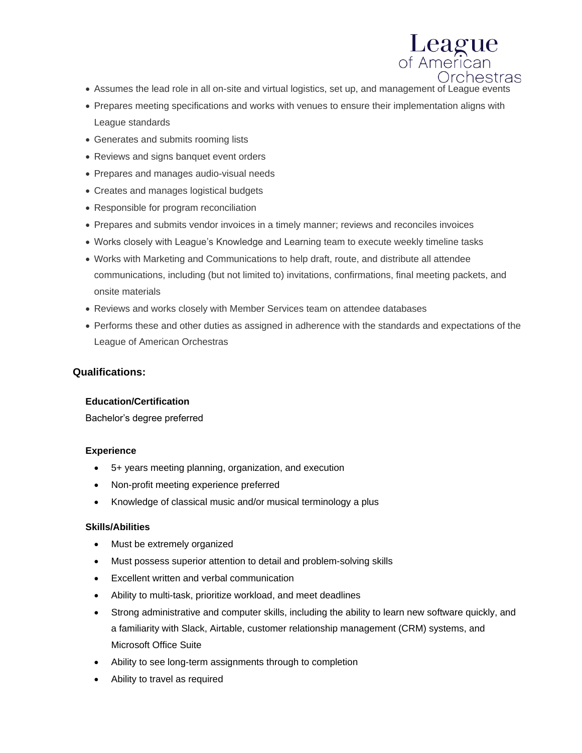- Assumes the lead role in all on-site and virtual logistics, set up, and management of League events
- Prepares meeting specifications and works with venues to ensure their implementation aligns with League standards
- Generates and submits rooming lists
- Reviews and signs banquet event orders
- Prepares and manages audio-visual needs
- Creates and manages logistical budgets
- Responsible for program reconciliation
- Prepares and submits vendor invoices in a timely manner; reviews and reconciles invoices
- Works closely with League's Knowledge and Learning team to execute weekly timeline tasks
- Works with Marketing and Communications to help draft, route, and distribute all attendee communications, including (but not limited to) invitations, confirmations, final meeting packets, and onsite materials
- Reviews and works closely with Member Services team on attendee databases
- Performs these and other duties as assigned in adherence with the standards and expectations of the League of American Orchestras

## Qualifications:

### Education/Certification

Bachelor's degree preferred

### Experience

- 5+ years meeting planning, organization, and execution
- Non-profit meeting experience preferred
- Knowledge of classical music and/or musical terminology a plus

### Skills/Abilities

- Must be extremely organized
- Must possess superior attention to detail and problem-solving skills
- Excellent written and verbal communication
- Ability to multi-task, prioritize workload, and meet deadlines
- Strong administrative and computer skills, including the ability to learn new software quickly, and a familiarity with Slack, Airtable, customer relationship management (CRM) systems, and Microsoft Office Suite
- Ability to see long-term assignments through to completion
- Ability to travel as required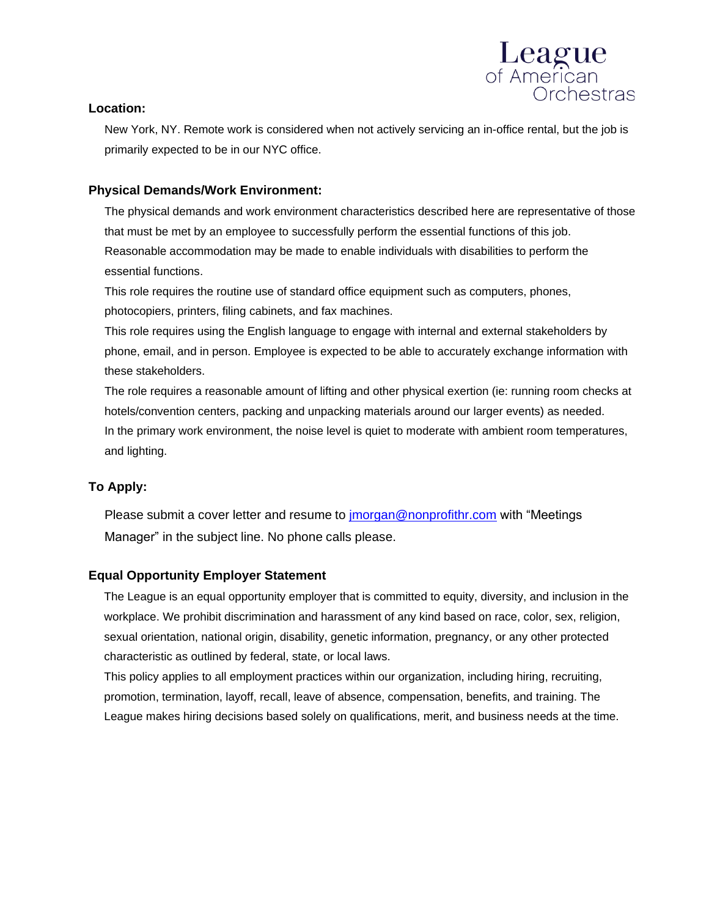**Location:**

New York, NY. Remote work is considered when not actively servicing an in-office rental, but the job is primarily expected to be in our NYC office.

**Physical Demands/Work Environment:**

The physical demands and work environment characteristics described here are representative of those that must be met by an employee to successfully perform the essential functions of this job. Reasonable accommodation may be made to enable individuals with disabilities to perform the essential functions.

This role requires the routine use of standard office equipment such as computers, phones, photocopiers, printers, filing cabinets, and fax machines.

This role requires using the English language to engage with internal and external stakeholders by phone, email, and in person. Employee is expected to be able to accurately exchange information with these stakeholders.

The role requires a reasonable amount of lifting and other physical exertion (ie: running room checks at hotels/convention centers, packing and unpacking materials around our larger events) as needed.

In the primary work environment, the noise level is quiet to moderate with ambient room temperatures, and lighting.

**To Apply:**

Please submit a cover letter and resume to jmorgan@nonprofithr.com with "Meetings Manager" in the subject line. No phone calls please.

**Equal Opportunity Employer Statement**

The League is an equal opportunity employer that is committed to equity, diversity, and inclusion in the workplace. We prohibit discrimination and harassment of any kind based on race, color, sex, religion, sexual orientation, national origin, disability, genetic information, pregnancy, or any other protected characteristic as outlined by federal, state, or local laws.

This policy applies to all employment practices within our organization, including hiring, recruiting, promotion, termination, layoff, recall, leave of absence, compensation, benefits, and training. The League makes hiring decisions based solely on qualifications, merit, and business needs at the time.